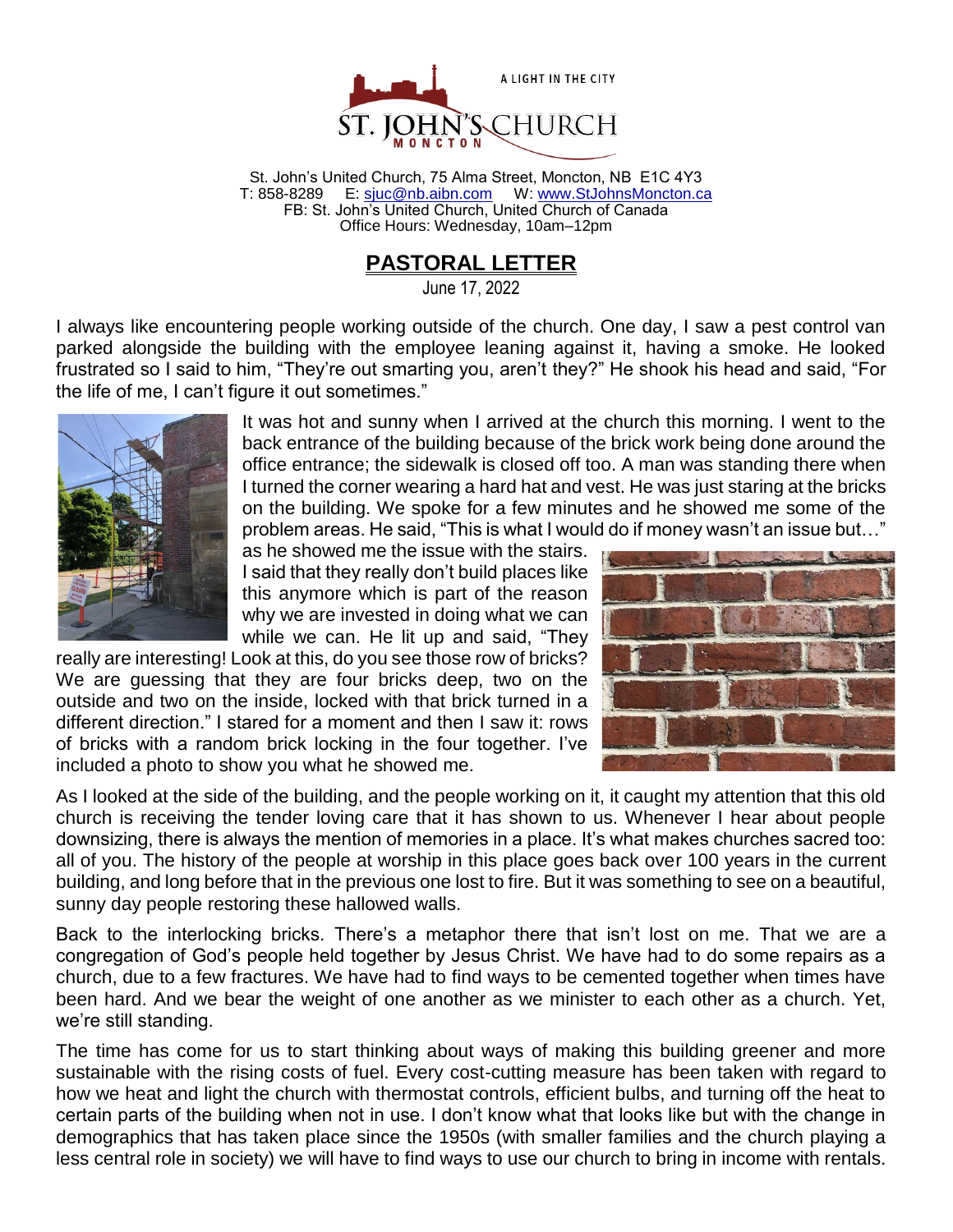A LIGHT IN THE CITY

ST. JOHN'S CHURCH
MONCTON

St. John's United Church, 75 Alma Street, Moncton, NB E1C 4Y3
T: 858-8289 E: sjuc@nb.aibn.com W: www.StJohnsMoncton.ca
FB: St. John's United Church, United Church of Canada
Office Hours: Wednesday, 10am–12pm

# PASTORAL LETTER

June 17, 2022

I always like encountering people working outside of the church. One day, I saw a pest control van parked alongside the building with the employee leaning against it, having a smoke. He looked frustrated so I said to him, "They're out smarting you, aren't they?" He shook his head and said, "For the life of me, I can't figure it out sometimes."

It was hot and sunny when I arrived at the church this morning. I went to the back entrance of the building because of the brick work being done around the office entrance; the sidewalk is closed off too. A man was standing there when I turned the corner wearing a hard hat and vest. He was just staring at the bricks on the building. We spoke for a few minutes and he showed me some of the problem areas. He said, "This is what I would do if money wasn't an issue but…" as he showed me the issue with the stairs. I said that they really don't build places like this anymore which is part of the reason why we are invested in doing what we can while we can. He lit up and said, "They really are interesting! Look at this, do you see those row of bricks? We are guessing that they are four bricks deep, two on the outside and two on the inside, locked with that brick turned in a different direction." I stared for a moment and then I saw it: rows of bricks with a random brick locking in the four together. I've included a photo to show you what he showed me.

As I looked at the side of the building, and the people working on it, it caught my attention that this old church is receiving the tender loving care that it has shown to us. Whenever I hear about people downsizing, there is always the mention of memories in a place. It's what makes churches sacred too: all of you. The history of the people at worship in this place goes back over 100 years in the current building, and long before that in the previous one lost to fire. But it was something to see on a beautiful, sunny day people restoring these hallowed walls.

Back to the interlocking bricks. There's a metaphor there that isn't lost on me. That we are a congregation of God's people held together by Jesus Christ. We have had to do some repairs as a church, due to a few fractures. We have had to find ways to be cemented together when times have been hard. And we bear the weight of one another as we minister to each other as a church. Yet, we're still standing.

The time has come for us to start thinking about ways of making this building greener and more sustainable with the rising costs of fuel. Every cost-cutting measure has been taken with regard to how we heat and light the church with thermostat controls, efficient bulbs, and turning off the heat to certain parts of the building when not in use. I don't know what that looks like but with the change in demographics that has taken place since the 1950s (with smaller families and the church playing a less central role in society) we will have to find ways to use our church to bring in income with rentals.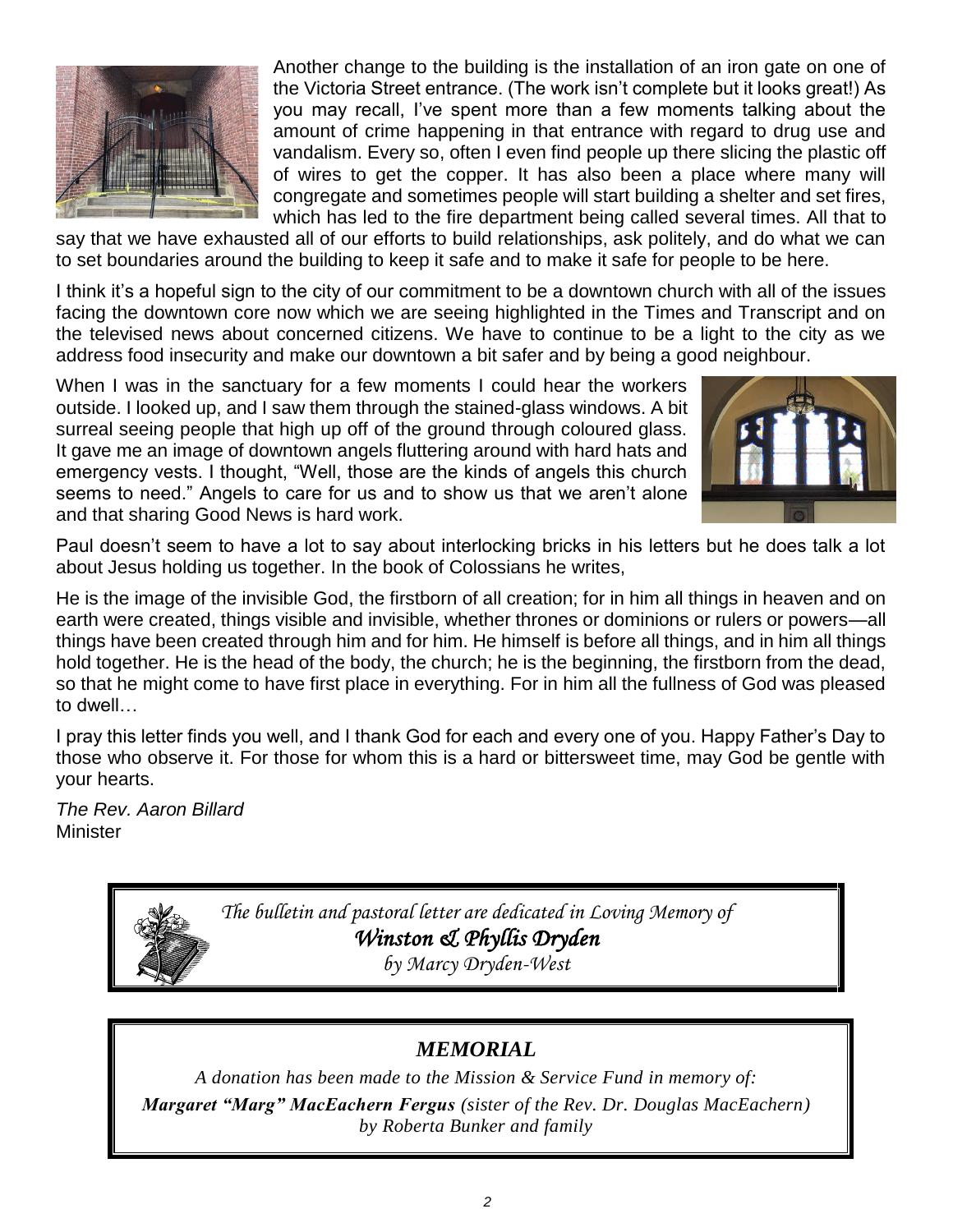Another change to the building is the installation of an iron gate on one of the Victoria Street entrance. (The work isn't complete but it looks great!) As you may recall, I've spent more than a few moments talking about the amount of crime happening in that entrance with regard to drug use and vandalism. Every so, often I even find people up there slicing the plastic off of wires to get the copper. It has also been a place where many will congregate and sometimes people will start building a shelter and set fires, which has led to the fire department being called several times. All that to say that we have exhausted all of our efforts to build relationships, ask politely, and do what we can to set boundaries around the building to keep it safe and to make it safe for people to be here.

I think it's a hopeful sign to the city of our commitment to be a downtown church with all of the issues facing the downtown core now which we are seeing highlighted in the Times and Transcript and on the televised news about concerned citizens. We have to continue to be a light to the city as we address food insecurity and make our downtown a bit safer and by being a good neighbour.

When I was in the sanctuary for a few moments I could hear the workers outside. I looked up, and I saw them through the stained-glass windows. A bit surreal seeing people that high up off of the ground through coloured glass. It gave me an image of downtown angels fluttering around with hard hats and emergency vests. I thought, "Well, those are the kinds of angels this church seems to need." Angels to care for us and to show us that we aren't alone and that sharing Good News is hard work.

Paul doesn't seem to have a lot to say about interlocking bricks in his letters but he does talk a lot about Jesus holding us together. In the book of Colossians he writes,

He is the image of the invisible God, the firstborn of all creation; for in him all things in heaven and on earth were created, things visible and invisible, whether thrones or dominions or rulers or powers—all things have been created through him and for him. He himself is before all things, and in him all things hold together. He is the head of the body, the church; he is the beginning, the firstborn from the dead, so that he might come to have first place in everything. For in him all the fullness of God was pleased to dwell…

I pray this letter finds you well, and I thank God for each and every one of you. Happy Father's Day to those who observe it. For those for whom this is a hard or bittersweet time, may God be gentle with your hearts.

*The Rev. Aaron Billard*
Minister

*The bulletin and pastoral letter are dedicated in Loving Memory of*
***Winston & Phyllis Dryden***
*by Marcy Dryden-West*

## *MEMORIAL*

*A donation has been made to the Mission & Service Fund in memory of:*

***Margaret "Marg" MacEachern Fergus*** *(sister of the Rev. Dr. Douglas MacEachern)*
*by Roberta Bunker and family*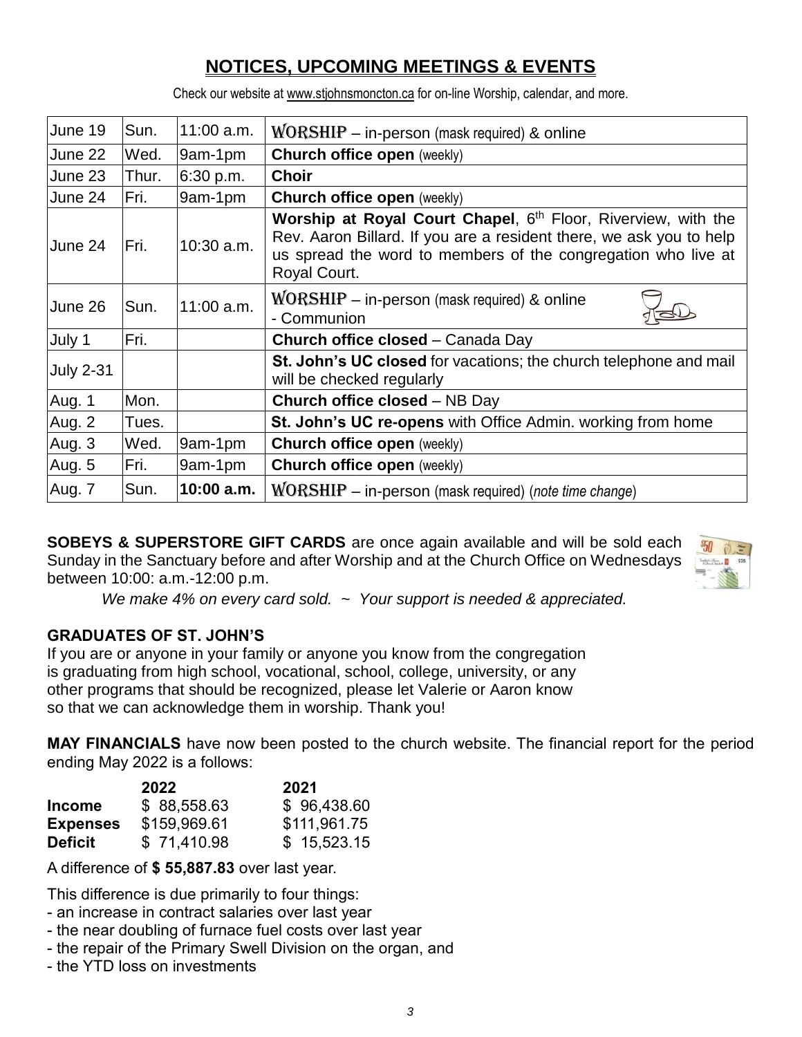## NOTICES, UPCOMING MEETINGS & EVENTS

Check our website at www.stjohnsmoncton.ca for on-line Worship, calendar, and more.

| June 19 | Sun. | 11:00 a.m. | WORSHIP – in-person (mask required) & online |
|---|---|---|---|
| June 22 | Wed. | 9am-1pm | **Church office open** (weekly) |
| June 23 | Thur. | 6:30 p.m. | **Choir** |
| June 24 | Fri. | 9am-1pm | **Church office open** (weekly) |
| June 24 | Fri. | 10:30 a.m. | **Worship at Royal Court Chapel**, 6th Floor, Riverview, with the Rev. Aaron Billard. If you are a resident there, we ask you to help us spread the word to members of the congregation who live at Royal Court. |
| June 26 | Sun. | 11:00 a.m. | WORSHIP – in-person (mask required) & online - Communion |
| July 1 | Fri. | | **Church office closed** – Canada Day |
| July 2-31 | | | **St. John's UC closed** for vacations; the church telephone and mail will be checked regularly |
| Aug. 1 | Mon. | | **Church office closed** – NB Day |
| Aug. 2 | Tues. | | **St. John's UC re-opens** with Office Admin. working from home |
| Aug. 3 | Wed. | 9am-1pm | **Church office open** (weekly) |
| Aug. 5 | Fri. | 9am-1pm | **Church office open** (weekly) |
| Aug. 7 | Sun. | **10:00 a.m.** | WORSHIP – in-person (mask required) (*note time change*) |

**SOBEYS & SUPERSTORE GIFT CARDS** are once again available and will be sold each Sunday in the Sanctuary before and after Worship and at the Church Office on Wednesdays between 10:00: a.m.-12:00 p.m.

*We make 4% on every card sold. ~ Your support is needed & appreciated.*

**GRADUATES OF ST. JOHN'S**

If you are or anyone in your family or anyone you know from the congregation is graduating from high school, vocational, school, college, university, or any other programs that should be recognized, please let Valerie or Aaron know so that we can acknowledge them in worship. Thank you!

**MAY FINANCIALS** have now been posted to the church website. The financial report for the period ending May 2022 is a follows:

| | **2022** | **2021** |
|---|---|---|
| **Income** | $ 88,558.63 | $ 96,438.60 |
| **Expenses** | $159,969.61 | $111,961.75 |
| **Deficit** | $ 71,410.98 | $ 15,523.15 |

A difference of **$ 55,887.83** over last year.

This difference is due primarily to four things:
- an increase in contract salaries over last year
- the near doubling of furnace fuel costs over last year
- the repair of the Primary Swell Division on the organ, and
- the YTD loss on investments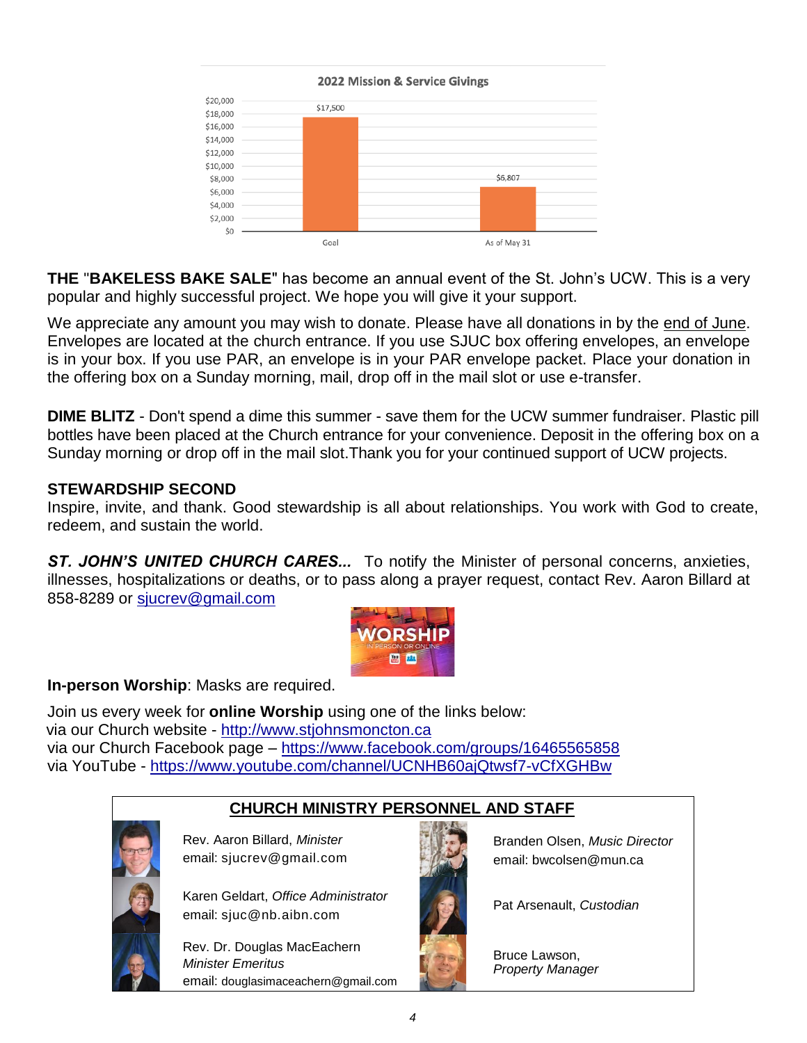2022 Mission & Service Givings

$20,000
$18,000
$16,000
$14,000
$12,000
$10,000
$8,000
$6,000
$4,000
$2,000
$0

$17,500
$6,807

Goal
As of May 31

**THE** "**BAKELESS BAKE SALE**" has become an annual event of the St. John's UCW. This is a very popular and highly successful project. We hope you will give it your support.

We appreciate any amount you may wish to donate. Please have all donations in by the end of June. Envelopes are located at the church entrance. If you use SJUC box offering envelopes, an envelope is in your box. If you use PAR, an envelope is in your PAR envelope packet. Place your donation in the offering box on a Sunday morning, mail, drop off in the mail slot or use e-transfer.

**DIME BLITZ** - Don't spend a dime this summer - save them for the UCW summer fundraiser. Plastic pill bottles have been placed at the Church entrance for your convenience. Deposit in the offering box on a Sunday morning or drop off in the mail slot.Thank you for your continued support of UCW projects.

**STEWARDSHIP SECOND**

Inspire, invite, and thank. Good stewardship is all about relationships. You work with God to create, redeem, and sustain the world.

***ST. JOHN'S UNITED CHURCH CARES...*** To notify the Minister of personal concerns, anxieties, illnesses, hospitalizations or deaths, or to pass along a prayer request, contact Rev. Aaron Billard at 858-8289 or sjucrev@gmail.com

WORSHIP
IN PERSON OR ONLINE

**In-person Worship**: Masks are required.

Join us every week for **online Worship** using one of the links below:
via our Church website - http://www.stjohnsmoncton.ca
via our Church Facebook page – https://www.facebook.com/groups/16465565858
via YouTube - https://www.youtube.com/channel/UCNHB60ajQtwsf7-vCfXGHBw

## CHURCH MINISTRY PERSONNEL AND STAFF

Rev. Aaron Billard, *Minister*
email: sjucrev@gmail.com

Karen Geldart, *Office Administrator*
email: sjuc@nb.aibn.com

Rev. Dr. Douglas MacEachern
*Minister Emeritus*
email: douglasimaceachern@gmail.com

Branden Olsen, *Music Director*
email: bwcolsen@mun.ca

Pat Arsenault, *Custodian*

Bruce Lawson,
*Property Manager*